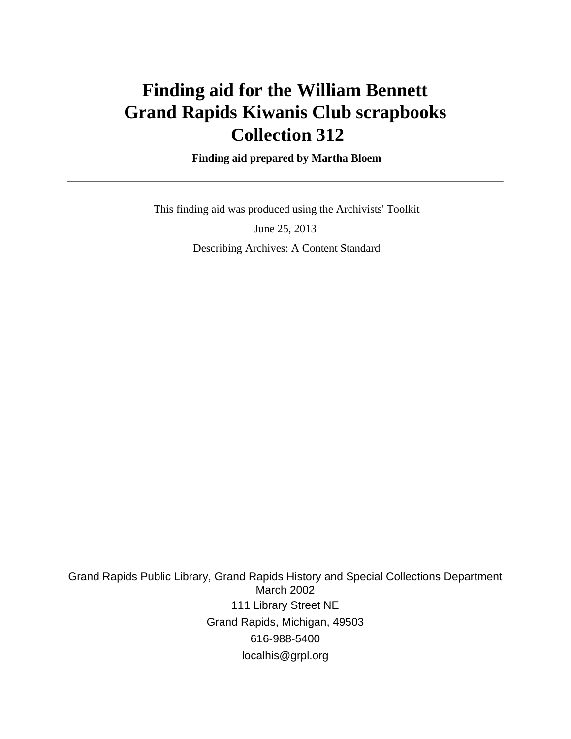# Finding aid for the William Bennett Grand Rapids Kiwanis Club scrapbooks Collection 312

**Finding aid prepared by Martha Bloem**

---

This finding aid was produced using the Archivists' Toolkit

June 25, 2013

Describing Archives: A Content Standard

Grand Rapids Public Library, Grand Rapids History and Special Collections Department
March 2002
111 Library Street NE
Grand Rapids, Michigan, 49503
616-988-5400
localhis@grpl.org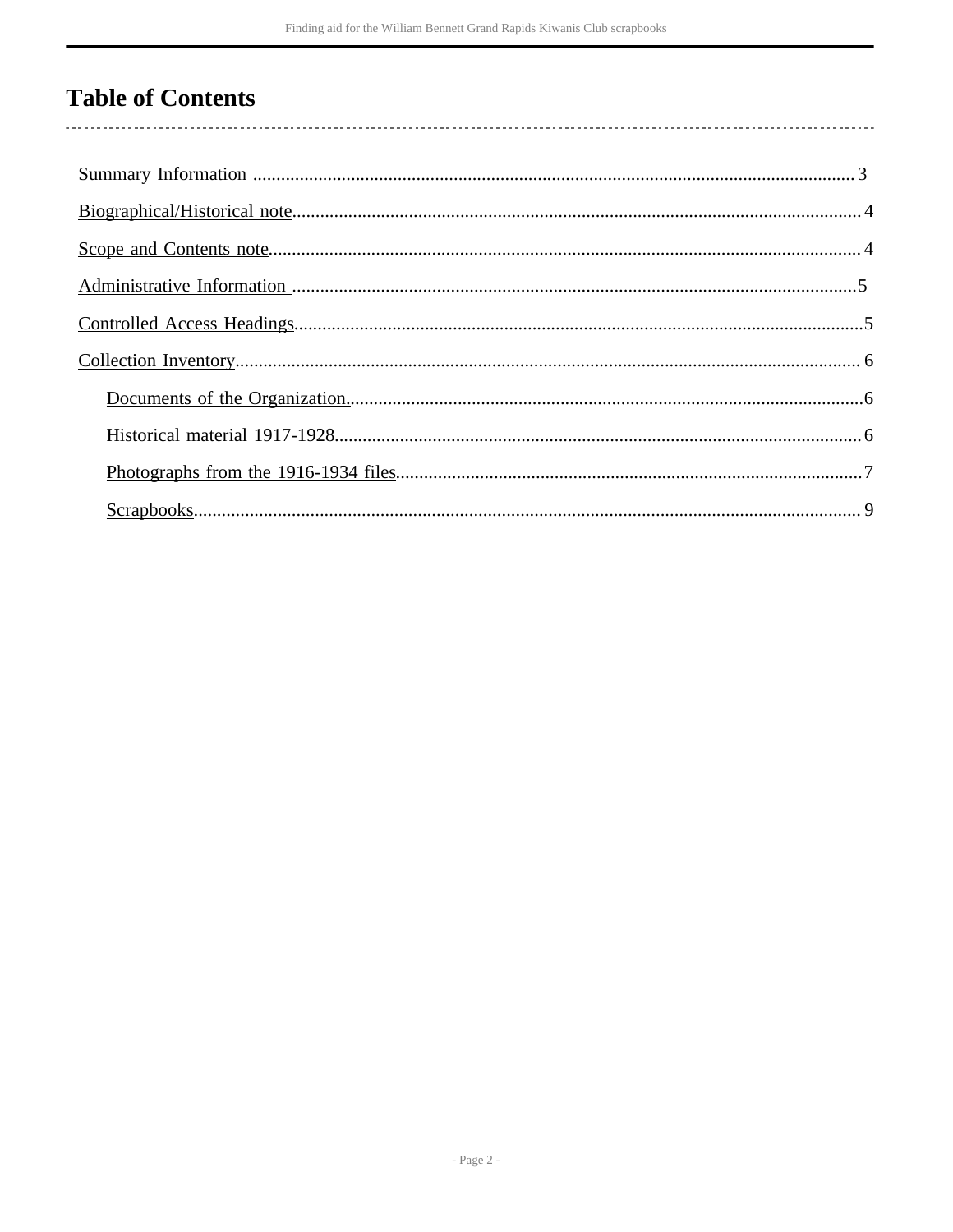# Table of Contents

- Summary Information ... 3
- Biographical/Historical note ... 4
- Scope and Contents note ... 4
- Administrative Information ... 5
- Controlled Access Headings ... 5
- Collection Inventory ... 6
    - Documents of the Organization. ... 6
    - Historical material 1917-1928 ... 6
    - Photographs from the 1916-1934 files ... 7
    - Scrapbooks ... 9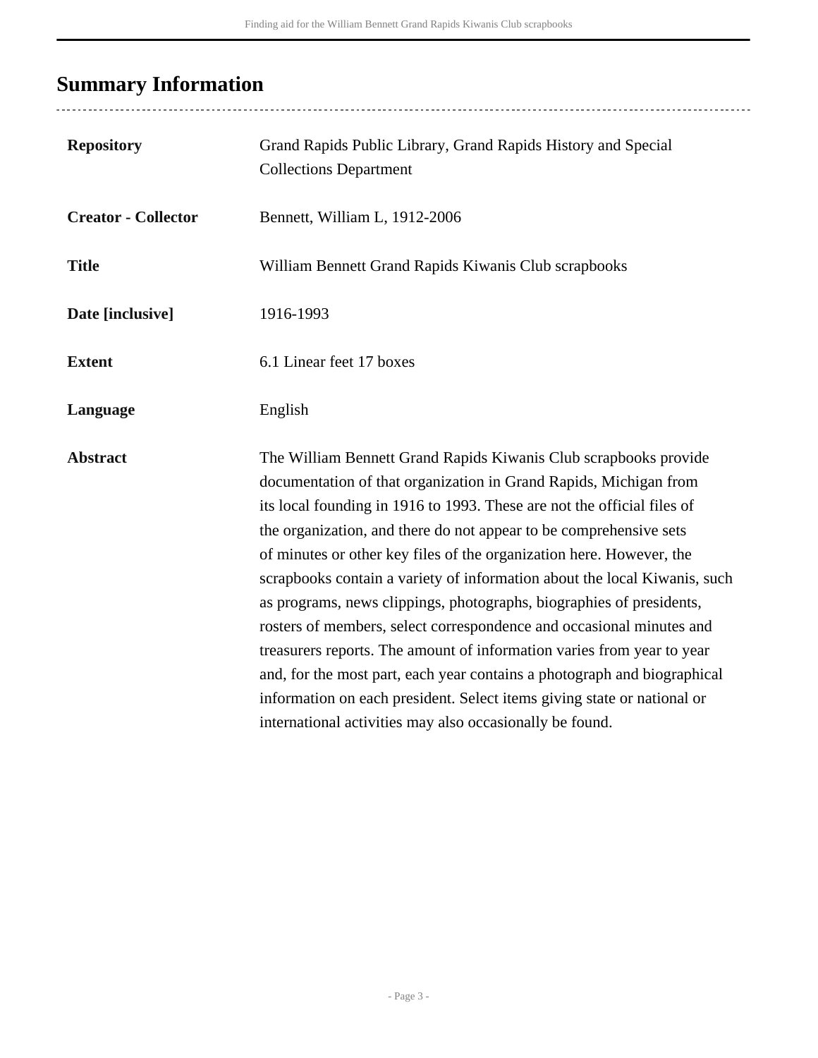## Summary Information

| | |
|---|---|
| **Repository** | Grand Rapids Public Library, Grand Rapids History and Special Collections Department |
| **Creator - Collector** | Bennett, William L, 1912-2006 |
| **Title** | William Bennett Grand Rapids Kiwanis Club scrapbooks |
| **Date [inclusive]** | 1916-1993 |
| **Extent** | 6.1 Linear feet 17 boxes |
| **Language** | English |
| **Abstract** | The William Bennett Grand Rapids Kiwanis Club scrapbooks provide documentation of that organization in Grand Rapids, Michigan from its local founding in 1916 to 1993. These are not the official files of the organization, and there do not appear to be comprehensive sets of minutes or other key files of the organization here. However, the scrapbooks contain a variety of information about the local Kiwanis, such as programs, news clippings, photographs, biographies of presidents, rosters of members, select correspondence and occasional minutes and treasurers reports. The amount of information varies from year to year and, for the most part, each year contains a photograph and biographical information on each president. Select items giving state or national or international activities may also occasionally be found. |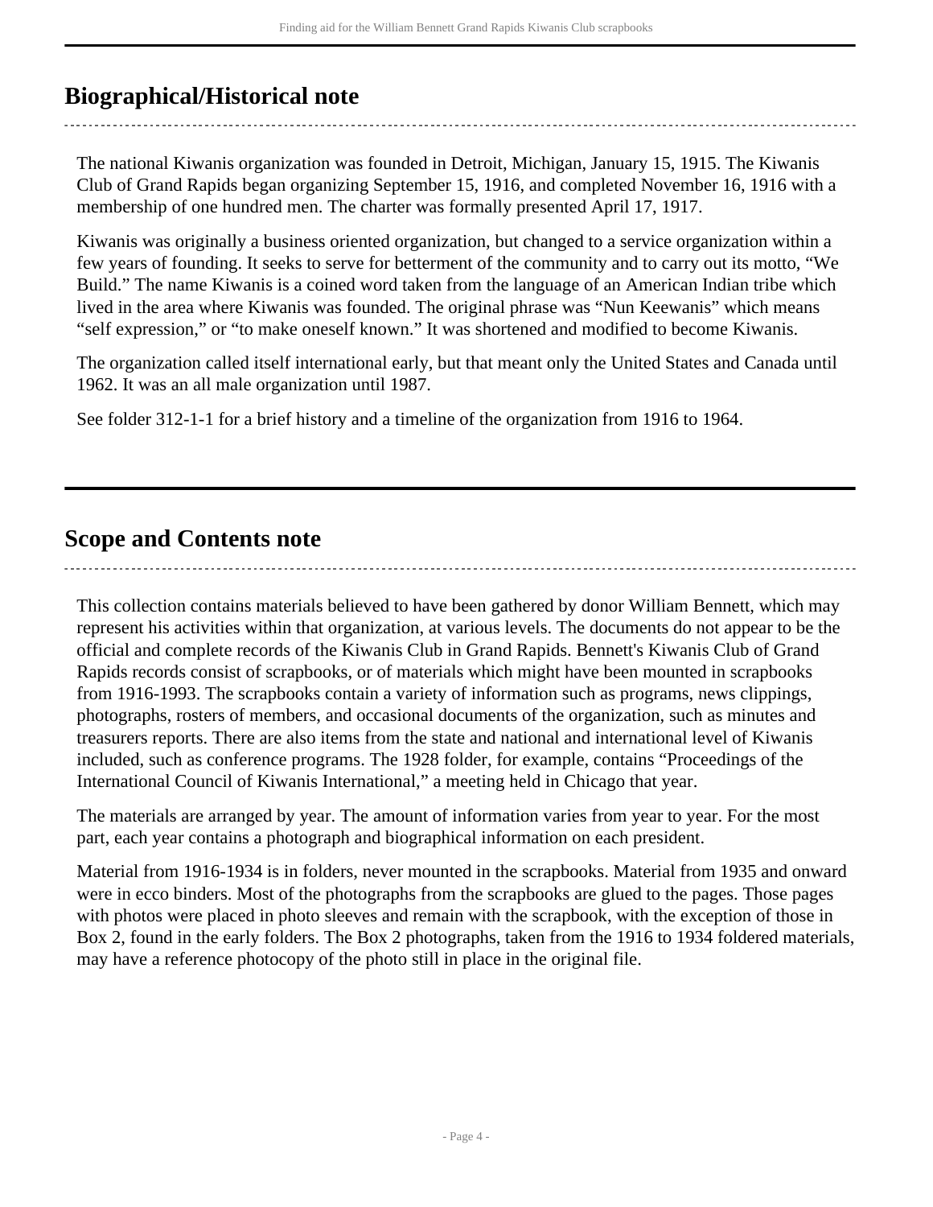## Biographical/Historical note

The national Kiwanis organization was founded in Detroit, Michigan, January 15, 1915. The Kiwanis Club of Grand Rapids began organizing September 15, 1916, and completed November 16, 1916 with a membership of one hundred men. The charter was formally presented April 17, 1917.

Kiwanis was originally a business oriented organization, but changed to a service organization within a few years of founding. It seeks to serve for betterment of the community and to carry out its motto, “We Build.” The name Kiwanis is a coined word taken from the language of an American Indian tribe which lived in the area where Kiwanis was founded. The original phrase was “Nun Keewanis” which means “self expression,” or “to make oneself known.” It was shortened and modified to become Kiwanis.

The organization called itself international early, but that meant only the United States and Canada until 1962. It was an all male organization until 1987.

See folder 312-1-1 for a brief history and a timeline of the organization from 1916 to 1964.

## Scope and Contents note

This collection contains materials believed to have been gathered by donor William Bennett, which may represent his activities within that organization, at various levels. The documents do not appear to be the official and complete records of the Kiwanis Club in Grand Rapids. Bennett's Kiwanis Club of Grand Rapids records consist of scrapbooks, or of materials which might have been mounted in scrapbooks from 1916-1993. The scrapbooks contain a variety of information such as programs, news clippings, photographs, rosters of members, and occasional documents of the organization, such as minutes and treasurers reports. There are also items from the state and national and international level of Kiwanis included, such as conference programs. The 1928 folder, for example, contains “Proceedings of the International Council of Kiwanis International,” a meeting held in Chicago that year.

The materials are arranged by year. The amount of information varies from year to year. For the most part, each year contains a photograph and biographical information on each president.

Material from 1916-1934 is in folders, never mounted in the scrapbooks. Material from 1935 and onward were in ecco binders. Most of the photographs from the scrapbooks are glued to the pages. Those pages with photos were placed in photo sleeves and remain with the scrapbook, with the exception of those in Box 2, found in the early folders. The Box 2 photographs, taken from the 1916 to 1934 foldered materials, may have a reference photocopy of the photo still in place in the original file.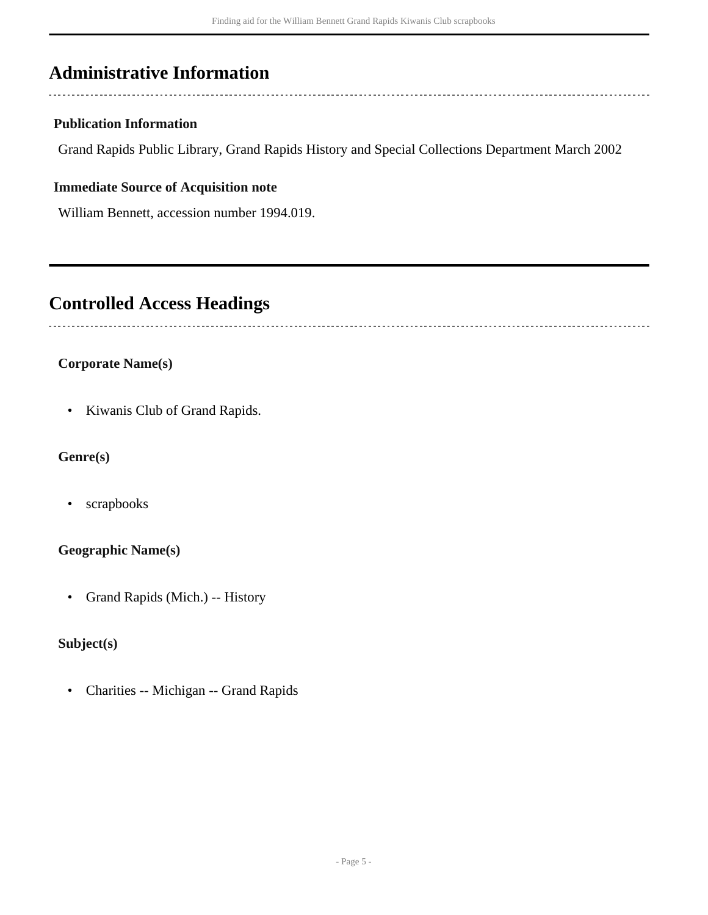## Administrative Information

### Publication Information

Grand Rapids Public Library, Grand Rapids History and Special Collections Department March 2002

### Immediate Source of Acquisition note

William Bennett, accession number 1994.019.

## Controlled Access Headings

### Corporate Name(s)

- Kiwanis Club of Grand Rapids.

### Genre(s)

- scrapbooks

### Geographic Name(s)

- Grand Rapids (Mich.) -- History

### Subject(s)

- Charities -- Michigan -- Grand Rapids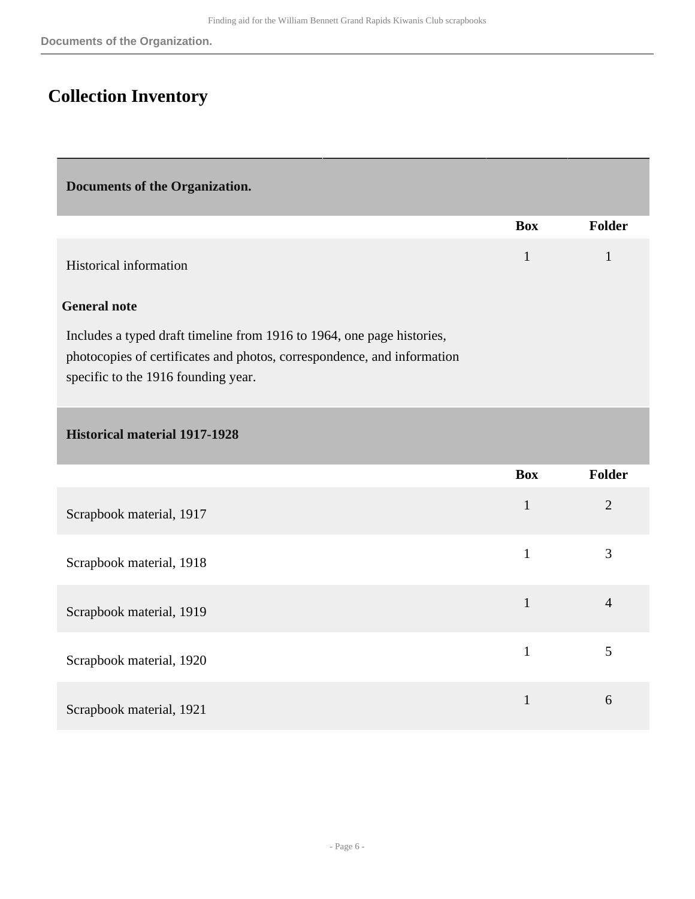## Collection Inventory

### Documents of the Organization.

| | Box | Folder |
|---|---|---|
| Historical information | 1 | 1 |

**General note**

Includes a typed draft timeline from 1916 to 1964, one page histories, photocopies of certificates and photos, correspondence, and information specific to the 1916 founding year.

### Historical material 1917-1928

| | Box | Folder |
|---|---|---|
| Scrapbook material, 1917 | 1 | 2 |
| Scrapbook material, 1918 | 1 | 3 |
| Scrapbook material, 1919 | 1 | 4 |
| Scrapbook material, 1920 | 1 | 5 |
| Scrapbook material, 1921 | 1 | 6 |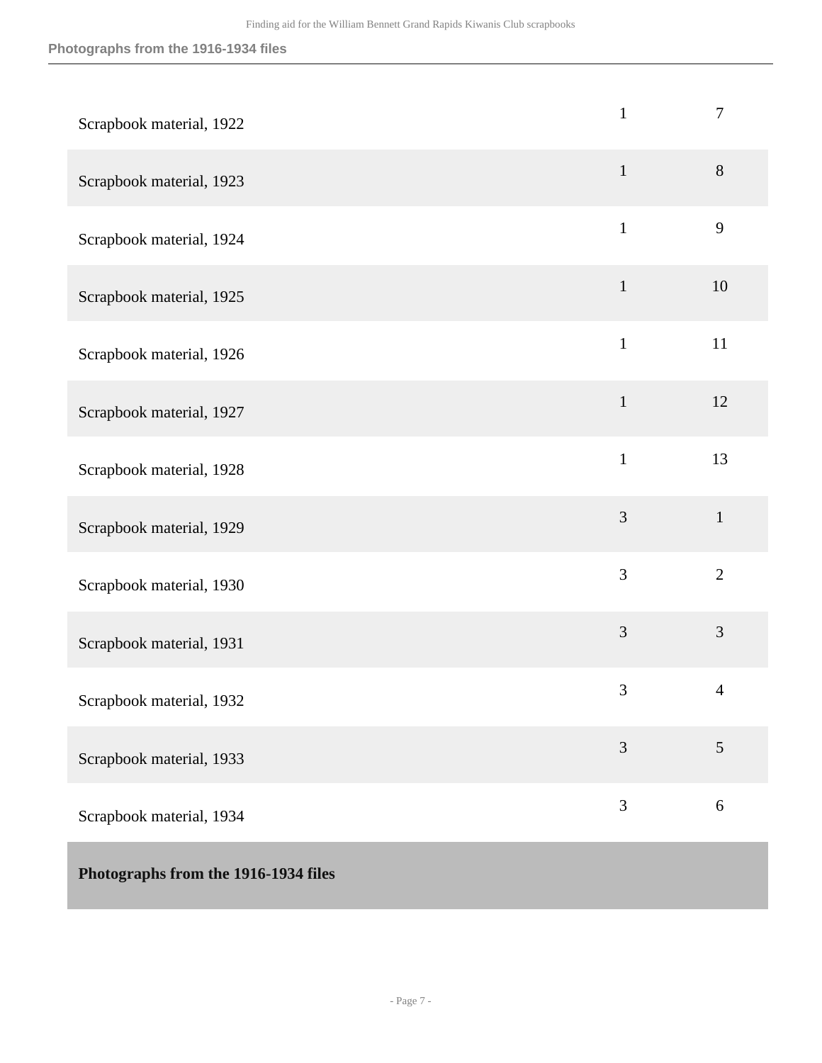| | | |
|---|---|---|
| Scrapbook material, 1922 | 1 | 7 |
| Scrapbook material, 1923 | 1 | 8 |
| Scrapbook material, 1924 | 1 | 9 |
| Scrapbook material, 1925 | 1 | 10 |
| Scrapbook material, 1926 | 1 | 11 |
| Scrapbook material, 1927 | 1 | 12 |
| Scrapbook material, 1928 | 1 | 13 |
| Scrapbook material, 1929 | 3 | 1 |
| Scrapbook material, 1930 | 3 | 2 |
| Scrapbook material, 1931 | 3 | 3 |
| Scrapbook material, 1932 | 3 | 4 |
| Scrapbook material, 1933 | 3 | 5 |
| Scrapbook material, 1934 | 3 | 6 |

**Photographs from the 1916-1934 files**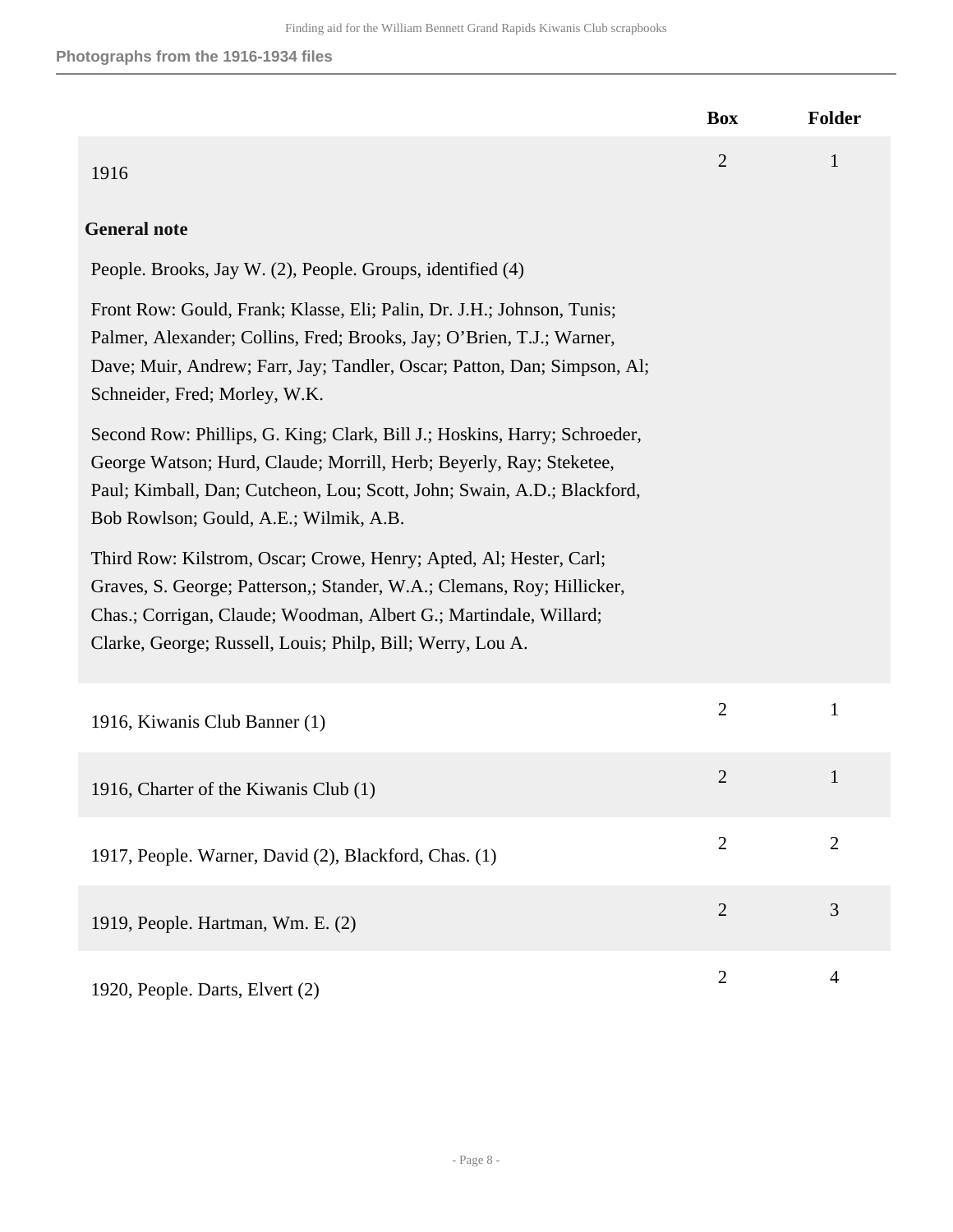### Photographs from the 1916-1934 files

| | Box | Folder |
|---|---|---|
| 1916 | 2 | 1 |

**General note**

People. Brooks, Jay W. (2), People. Groups, identified (4)

Front Row: Gould, Frank; Klasse, Eli; Palin, Dr. J.H.; Johnson, Tunis; Palmer, Alexander; Collins, Fred; Brooks, Jay; O'Brien, T.J.; Warner, Dave; Muir, Andrew; Farr, Jay; Tandler, Oscar; Patton, Dan; Simpson, Al; Schneider, Fred; Morley, W.K.

Second Row: Phillips, G. King; Clark, Bill J.; Hoskins, Harry; Schroeder, George Watson; Hurd, Claude; Morrill, Herb; Beyerly, Ray; Steketee, Paul; Kimball, Dan; Cutcheon, Lou; Scott, John; Swain, A.D.; Blackford, Bob Rowlson; Gould, A.E.; Wilmik, A.B.

Third Row: Kilstrom, Oscar; Crowe, Henry; Apted, Al; Hester, Carl; Graves, S. George; Patterson,; Stander, W.A.; Clemans, Roy; Hillicker, Chas.; Corrigan, Claude; Woodman, Albert G.; Martindale, Willard; Clarke, George; Russell, Louis; Philp, Bill; Werry, Lou A.

| | Box | Folder |
|---|---|---|
| 1916, Kiwanis Club Banner (1) | 2 | 1 |
| 1916, Charter of the Kiwanis Club (1) | 2 | 1 |
| 1917, People. Warner, David (2), Blackford, Chas. (1) | 2 | 2 |
| 1919, People. Hartman, Wm. E. (2) | 2 | 3 |
| 1920, People. Darts, Elvert (2) | 2 | 4 |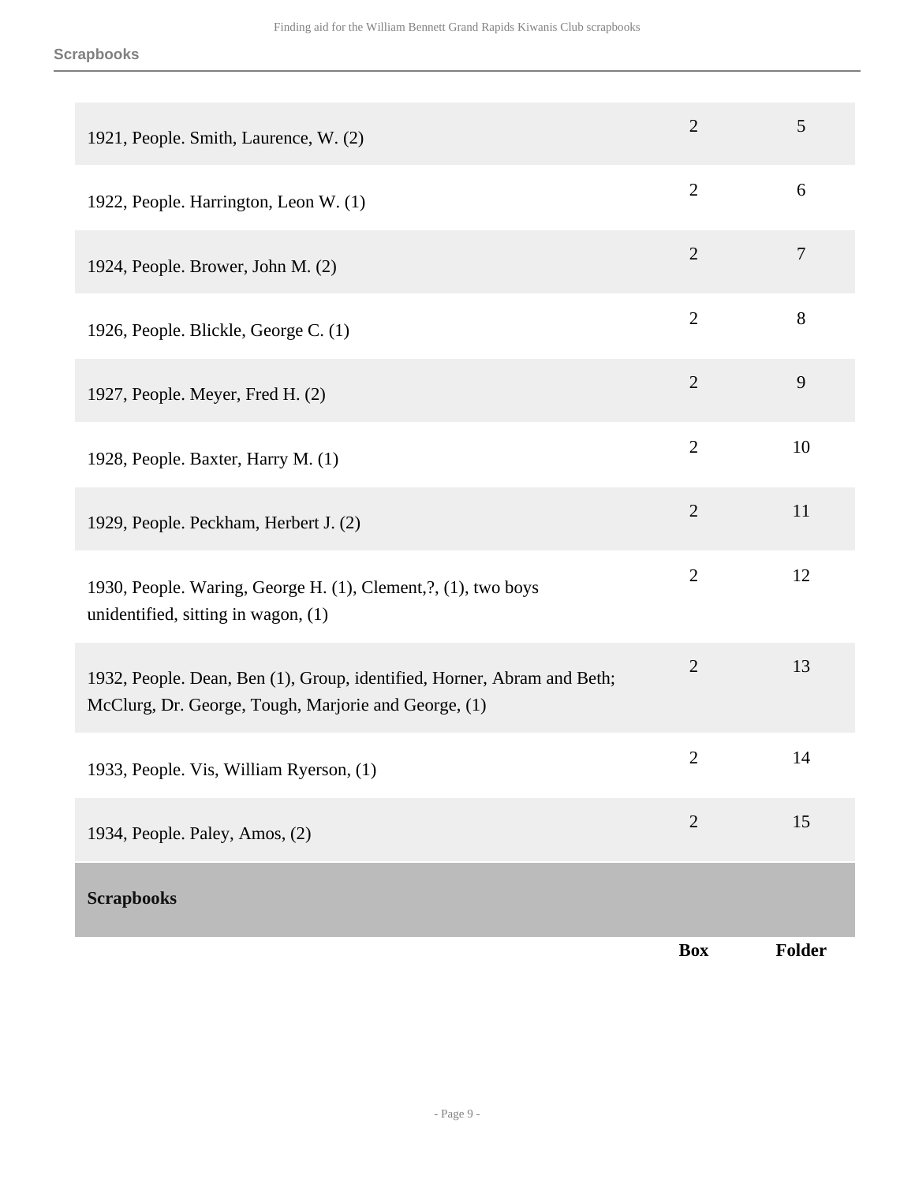| | Box | Folder |
|---|---|---|
| 1921, People. Smith, Laurence, W. (2) | 2 | 5 |
| 1922, People. Harrington, Leon W. (1) | 2 | 6 |
| 1924, People. Brower, John M. (2) | 2 | 7 |
| 1926, People. Blickle, George C. (1) | 2 | 8 |
| 1927, People. Meyer, Fred H. (2) | 2 | 9 |
| 1928, People. Baxter, Harry M. (1) | 2 | 10 |
| 1929, People. Peckham, Herbert J. (2) | 2 | 11 |
| 1930, People. Waring, George H. (1), Clement,?, (1), two boys unidentified, sitting in wagon, (1) | 2 | 12 |
| 1932, People. Dean, Ben (1), Group, identified, Horner, Abram and Beth; McClurg, Dr. George, Tough, Marjorie and George, (1) | 2 | 13 |
| 1933, People. Vis, William Ryerson, (1) | 2 | 14 |
| 1934, People. Paley, Amos, (2) | 2 | 15 |

**Scrapbooks**

| | Box | Folder |
|---|---|---|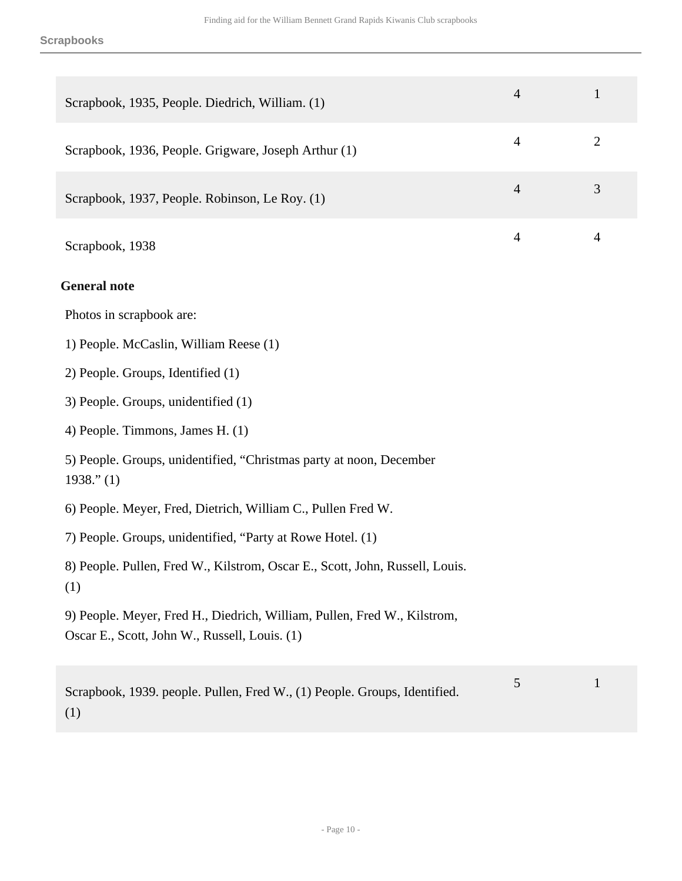## Scrapbooks

| | | |
|---|---|---|
| Scrapbook, 1935, People. Diedrich, William. (1) | 4 | 1 |
| Scrapbook, 1936, People. Grigware, Joseph Arthur (1) | 4 | 2 |
| Scrapbook, 1937, People. Robinson, Le Roy. (1) | 4 | 3 |
| Scrapbook, 1938 | 4 | 4 |

**General note**

Photos in scrapbook are:

1) People. McCaslin, William Reese (1)

2) People. Groups, Identified (1)

3) People. Groups, unidentified (1)

4) People. Timmons, James H. (1)

5) People. Groups, unidentified, “Christmas party at noon, December 1938.” (1)

6) People. Meyer, Fred, Dietrich, William C., Pullen Fred W.

7) People. Groups, unidentified, “Party at Rowe Hotel. (1)

8) People. Pullen, Fred W., Kilstrom, Oscar E., Scott, John, Russell, Louis. (1)

9) People. Meyer, Fred H., Diedrich, William, Pullen, Fred W., Kilstrom, Oscar E., Scott, John W., Russell, Louis. (1)

| | | |
|---|---|---|
| Scrapbook, 1939. people. Pullen, Fred W., (1) People. Groups, Identified. (1) | 5 | 1 |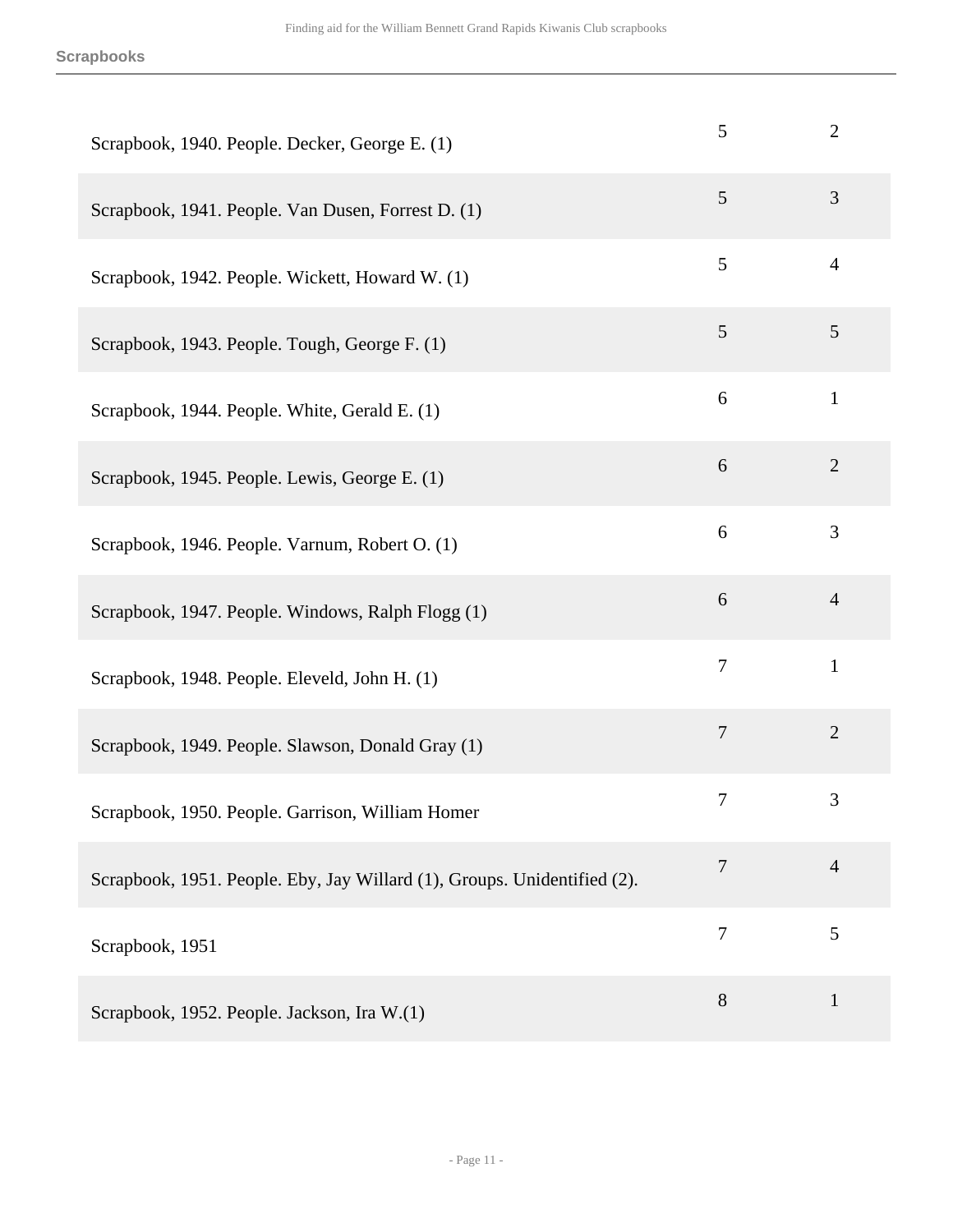| | | |
|---|---|---|
| Scrapbook, 1940. People. Decker, George E. (1) | 5 | 2 |
| Scrapbook, 1941. People. Van Dusen, Forrest D. (1) | 5 | 3 |
| Scrapbook, 1942. People. Wickett, Howard W. (1) | 5 | 4 |
| Scrapbook, 1943. People. Tough, George F. (1) | 5 | 5 |
| Scrapbook, 1944. People. White, Gerald E. (1) | 6 | 1 |
| Scrapbook, 1945. People. Lewis, George E. (1) | 6 | 2 |
| Scrapbook, 1946. People. Varnum, Robert O. (1) | 6 | 3 |
| Scrapbook, 1947. People. Windows, Ralph Flogg (1) | 6 | 4 |
| Scrapbook, 1948. People. Eleveld, John H. (1) | 7 | 1 |
| Scrapbook, 1949. People. Slawson, Donald Gray (1) | 7 | 2 |
| Scrapbook, 1950. People. Garrison, William Homer | 7 | 3 |
| Scrapbook, 1951. People. Eby, Jay Willard (1), Groups. Unidentified (2). | 7 | 4 |
| Scrapbook, 1951 | 7 | 5 |
| Scrapbook, 1952. People. Jackson, Ira W.(1) | 8 | 1 |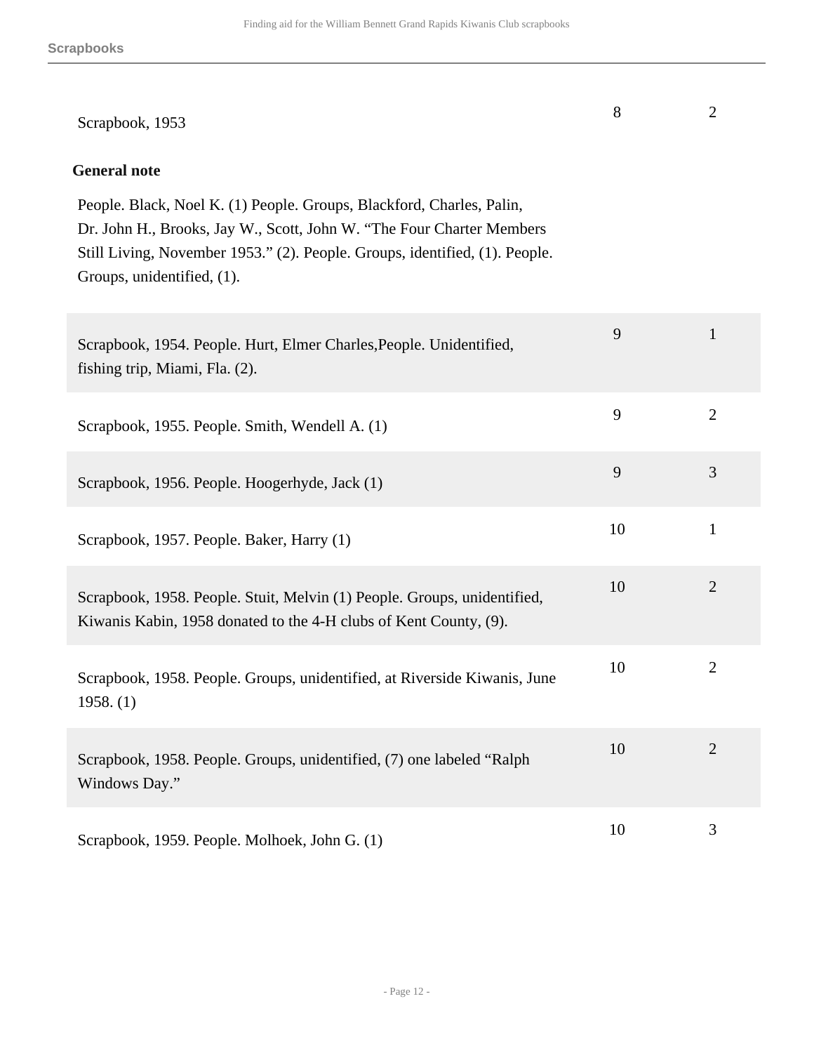## Scrapbooks

| | | |
|---|---|---|
| Scrapbook, 1953 | 8 | 2 |

**General note**

People. Black, Noel K. (1) People. Groups, Blackford, Charles, Palin, Dr. John H., Brooks, Jay W., Scott, John W. "The Four Charter Members Still Living, November 1953." (2). People. Groups, identified, (1). People. Groups, unidentified, (1).

| | | |
|---|---|---|
| Scrapbook, 1954. People. Hurt, Elmer Charles,People. Unidentified, fishing trip, Miami, Fla. (2). | 9 | 1 |
| Scrapbook, 1955. People. Smith, Wendell A. (1) | 9 | 2 |
| Scrapbook, 1956. People. Hoogerhyde, Jack (1) | 9 | 3 |
| Scrapbook, 1957. People. Baker, Harry (1) | 10 | 1 |
| Scrapbook, 1958. People. Stuit, Melvin (1) People. Groups, unidentified, Kiwanis Kabin, 1958 donated to the 4-H clubs of Kent County, (9). | 10 | 2 |
| Scrapbook, 1958. People. Groups, unidentified, at Riverside Kiwanis, June 1958. (1) | 10 | 2 |
| Scrapbook, 1958. People. Groups, unidentified, (7) one labeled "Ralph Windows Day." | 10 | 2 |
| Scrapbook, 1959. People. Molhoek, John G. (1) | 10 | 3 |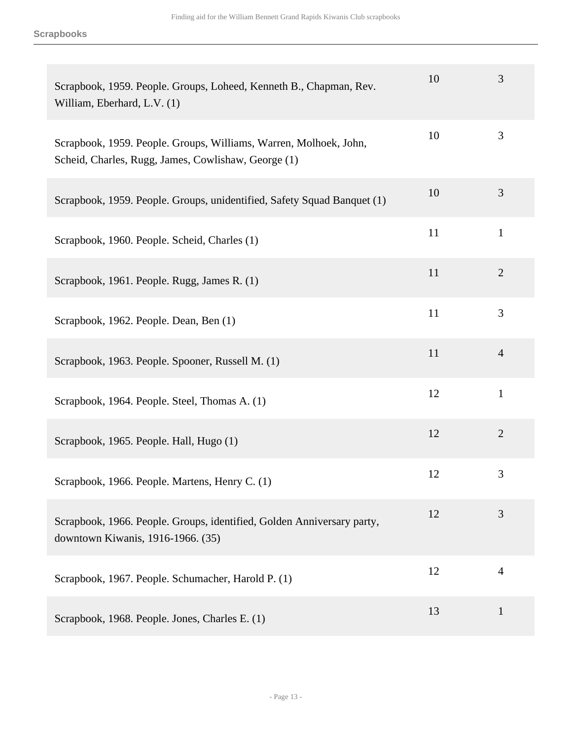**Scrapbooks**

| | | |
|---|---|---|
| Scrapbook, 1959. People. Groups, Loheed, Kenneth B., Chapman, Rev. William, Eberhard, L.V. (1) | 10 | 3 |
| Scrapbook, 1959. People. Groups, Williams, Warren, Molhoek, John, Scheid, Charles, Rugg, James, Cowlishaw, George (1) | 10 | 3 |
| Scrapbook, 1959. People. Groups, unidentified, Safety Squad Banquet (1) | 10 | 3 |
| Scrapbook, 1960. People. Scheid, Charles (1) | 11 | 1 |
| Scrapbook, 1961. People. Rugg, James R. (1) | 11 | 2 |
| Scrapbook, 1962. People. Dean, Ben (1) | 11 | 3 |
| Scrapbook, 1963. People. Spooner, Russell M. (1) | 11 | 4 |
| Scrapbook, 1964. People. Steel, Thomas A. (1) | 12 | 1 |
| Scrapbook, 1965. People. Hall, Hugo (1) | 12 | 2 |
| Scrapbook, 1966. People. Martens, Henry C. (1) | 12 | 3 |
| Scrapbook, 1966. People. Groups, identified, Golden Anniversary party, downtown Kiwanis, 1916-1966. (35) | 12 | 3 |
| Scrapbook, 1967. People. Schumacher, Harold P. (1) | 12 | 4 |
| Scrapbook, 1968. People. Jones, Charles E. (1) | 13 | 1 |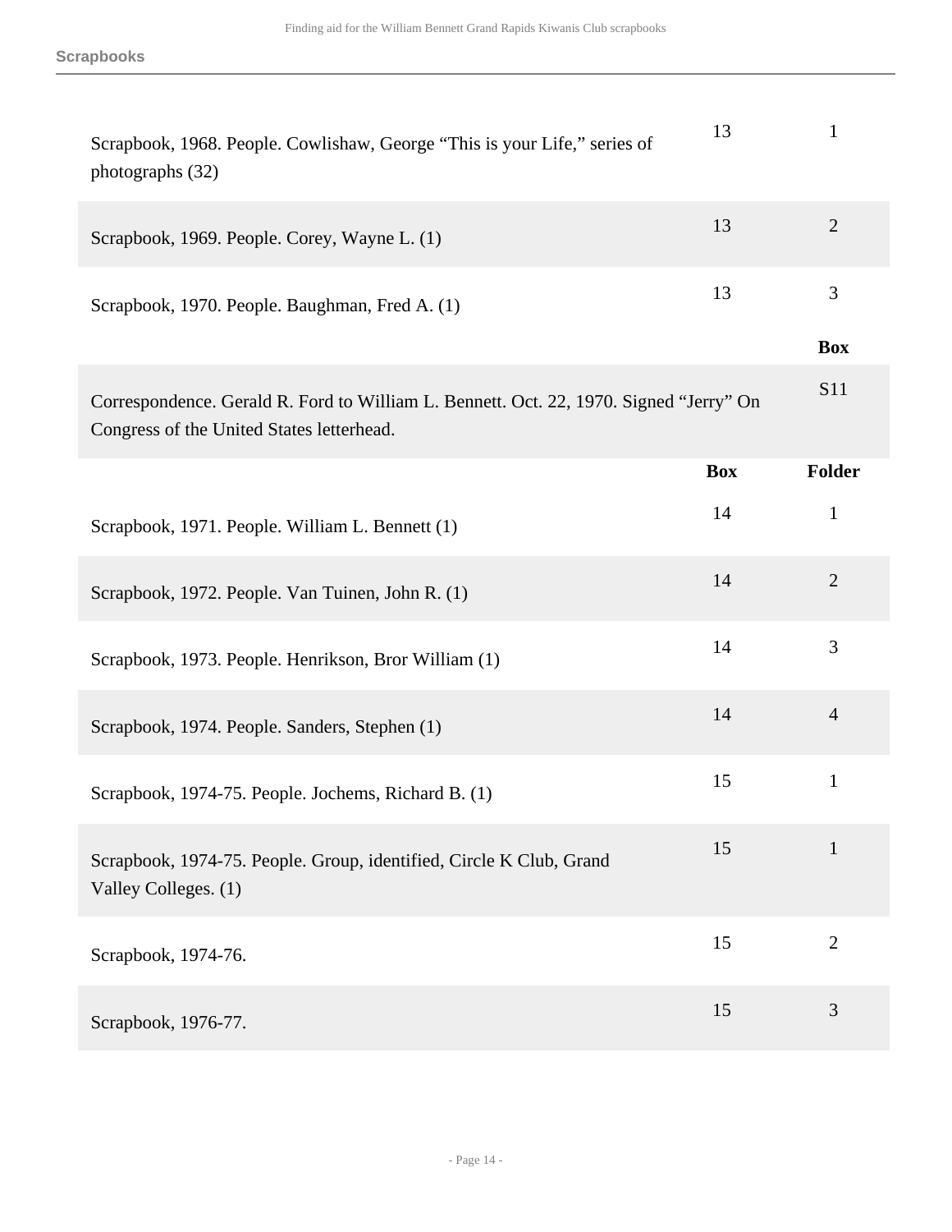## Scrapbooks

| | Box | Folder |
|---|---|---|
| Scrapbook, 1968. People. Cowlishaw, George "This is your Life," series of photographs (32) | 13 | 1 |
| Scrapbook, 1969. People. Corey, Wayne L. (1) | 13 | 2 |
| Scrapbook, 1970. People. Baughman, Fred A. (1) | 13 | 3 |

| | Box |
|---|---|
| Correspondence. Gerald R. Ford to William L. Bennett. Oct. 22, 1970. Signed "Jerry" On Congress of the United States letterhead. | S11 |

| | Box | Folder |
|---|---|---|
| Scrapbook, 1971. People. William L. Bennett (1) | 14 | 1 |
| Scrapbook, 1972. People. Van Tuinen, John R. (1) | 14 | 2 |
| Scrapbook, 1973. People. Henrikson, Bror William (1) | 14 | 3 |
| Scrapbook, 1974. People. Sanders, Stephen (1) | 14 | 4 |
| Scrapbook, 1974-75. People. Jochems, Richard B. (1) | 15 | 1 |
| Scrapbook, 1974-75. People. Group, identified, Circle K Club, Grand Valley Colleges. (1) | 15 | 1 |
| Scrapbook, 1974-76. | 15 | 2 |
| Scrapbook, 1976-77. | 15 | 3 |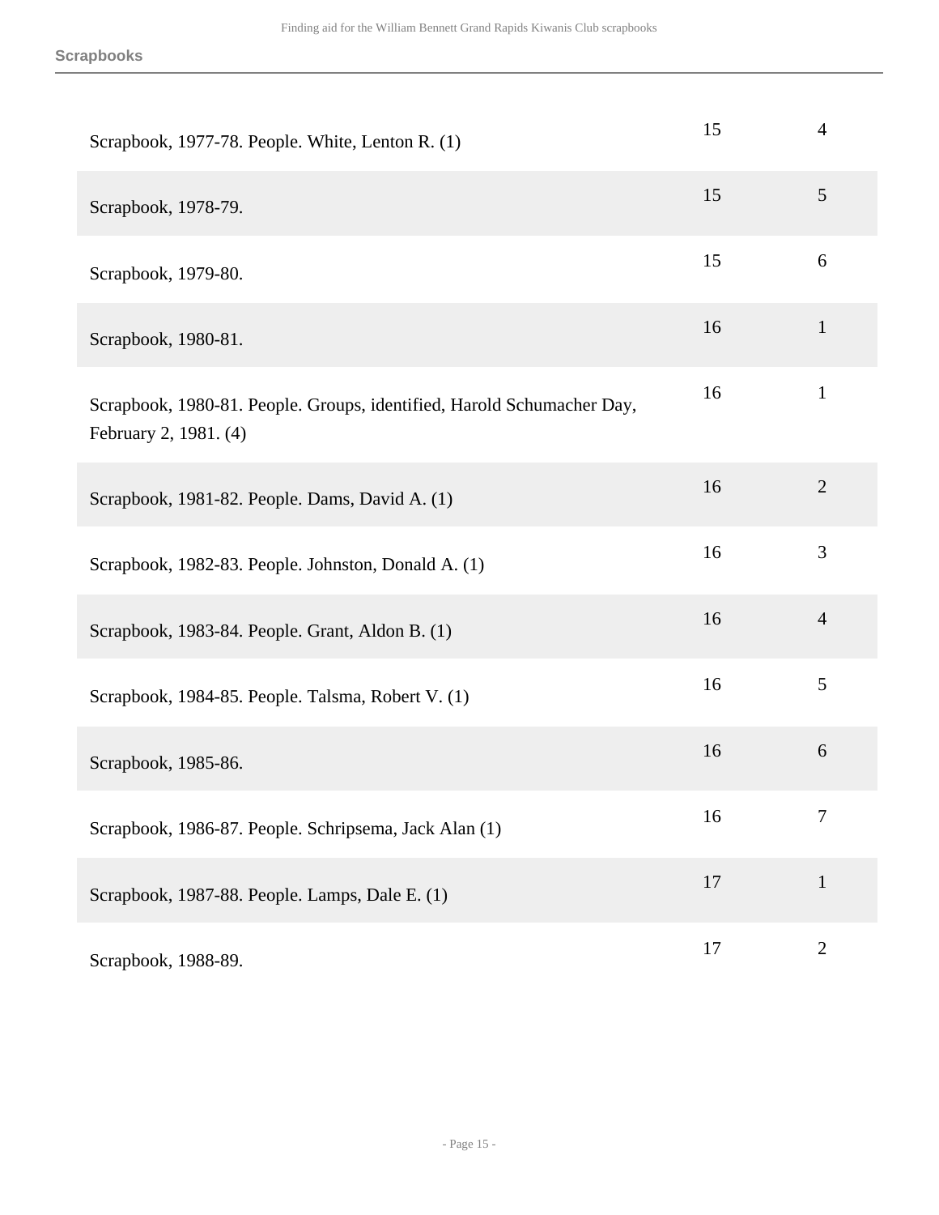| | | |
|---|---|---|
| Scrapbook, 1977-78. People. White, Lenton R. (1) | 15 | 4 |
| Scrapbook, 1978-79. | 15 | 5 |
| Scrapbook, 1979-80. | 15 | 6 |
| Scrapbook, 1980-81. | 16 | 1 |
| Scrapbook, 1980-81. People. Groups, identified, Harold Schumacher Day, February 2, 1981. (4) | 16 | 1 |
| Scrapbook, 1981-82. People. Dams, David A. (1) | 16 | 2 |
| Scrapbook, 1982-83. People. Johnston, Donald A. (1) | 16 | 3 |
| Scrapbook, 1983-84. People. Grant, Aldon B. (1) | 16 | 4 |
| Scrapbook, 1984-85. People. Talsma, Robert V. (1) | 16 | 5 |
| Scrapbook, 1985-86. | 16 | 6 |
| Scrapbook, 1986-87. People. Schripsema, Jack Alan (1) | 16 | 7 |
| Scrapbook, 1987-88. People. Lamps, Dale E. (1) | 17 | 1 |
| Scrapbook, 1988-89. | 17 | 2 |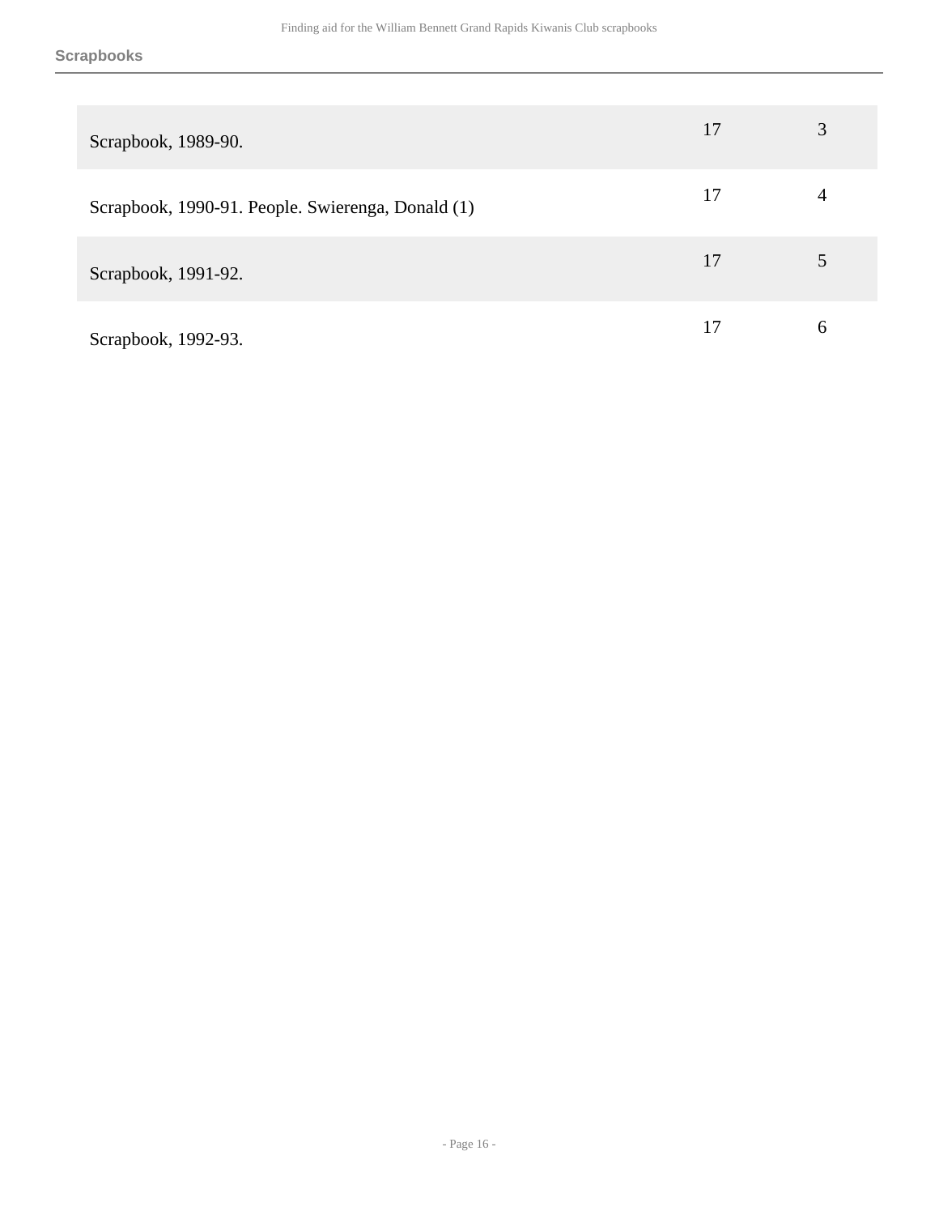| | | |
|---|---|---|
| Scrapbook, 1989-90. | 17 | 3 |
| Scrapbook, 1990-91. People. Swierenga, Donald (1) | 17 | 4 |
| Scrapbook, 1991-92. | 17 | 5 |
| Scrapbook, 1992-93. | 17 | 6 |